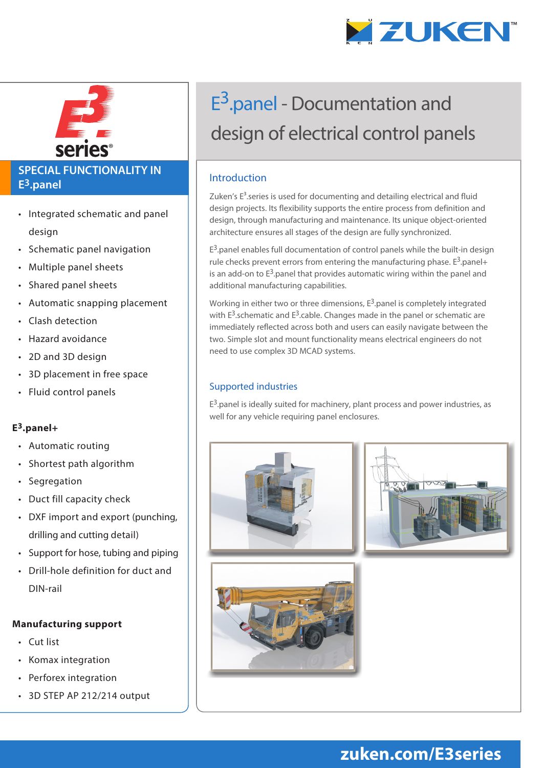# E$^3$.panel - Documentation and design of electrical control panels

## Introduction

Zuken's E$^3$.series is used for documenting and detailing electrical and fluid design projects. Its flexibility supports the entire process from definition and design, through manufacturing and maintenance. Its unique object-oriented architecture ensures all stages of the design are fully synchronized.

E$^3$.panel enables full documentation of control panels while the built-in design rule checks prevent errors from entering the manufacturing phase. E$^3$.panel+ is an add-on to E$^3$.panel that provides automatic wiring within the panel and additional manufacturing capabilities.

Working in either two or three dimensions, E$^3$.panel is completely integrated with E$^3$.schematic and E$^3$.cable. Changes made in the panel or schematic are immediately reflected across both and users can easily navigate between the two. Simple slot and mount functionality means electrical engineers do not need to use complex 3D MCAD systems.

## Supported industries

E$^3$.panel is ideally suited for machinery, plant process and power industries, as well for any vehicle requiring panel enclosures.

## SPECIAL FUNCTIONALITY IN E$^3$.panel

- Integrated schematic and panel design
- Schematic panel navigation
- Multiple panel sheets
- Shared panel sheets
- Automatic snapping placement
- Clash detection
- Hazard avoidance
- 2D and 3D design
- 3D placement in free space
- Fluid control panels

### E$^3$.panel+

- Automatic routing
- Shortest path algorithm
- Segregation
- Duct fill capacity check
- DXF import and export (punching, drilling and cutting detail)
- Support for hose, tubing and piping
- Drill-hole definition for duct and DIN-rail

### Manufacturing support

- Cut list
- Komax integration
- Perforex integration
- 3D STEP AP 212/214 output

zuken.com/E3series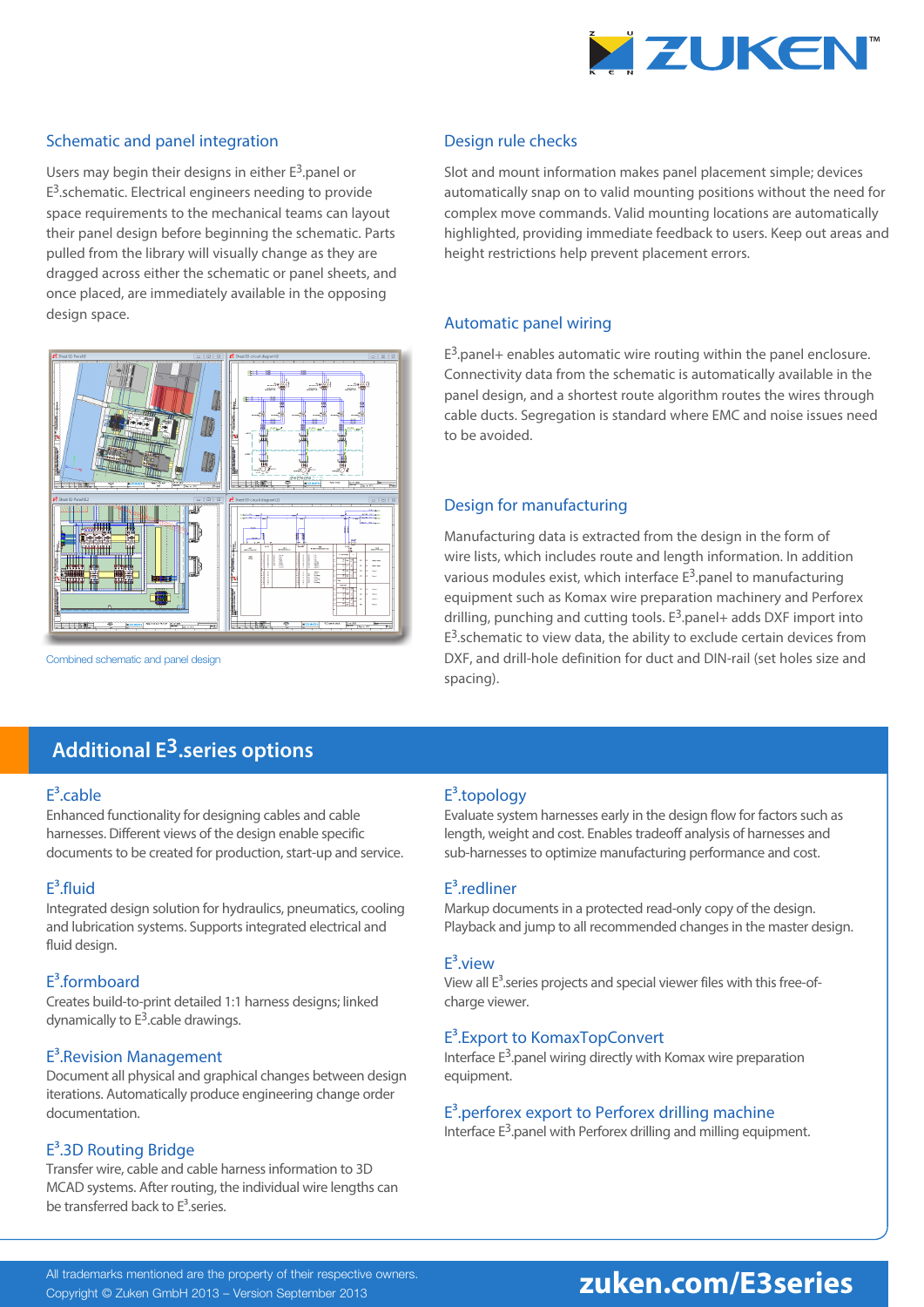## Schematic and panel integration

Users may begin their designs in either $E^3$.panel or $E^3$.schematic. Electrical engineers needing to provide space requirements to the mechanical teams can layout their panel design before beginning the schematic. Parts pulled from the library will visually change as they are dragged across either the schematic or panel sheets, and once placed, are immediately available in the opposing design space.

Combined schematic and panel design

## Design rule checks

Slot and mount information makes panel placement simple; devices automatically snap on to valid mounting positions without the need for complex move commands. Valid mounting locations are automatically highlighted, providing immediate feedback to users. Keep out areas and height restrictions help prevent placement errors.

## Automatic panel wiring

$E^3$.panel+ enables automatic wire routing within the panel enclosure. Connectivity data from the schematic is automatically available in the panel design, and a shortest route algorithm routes the wires through cable ducts. Segregation is standard where EMC and noise issues need to be avoided.

## Design for manufacturing

Manufacturing data is extracted from the design in the form of wire lists, which includes route and length information. In addition various modules exist, which interface $E^3$.panel to manufacturing equipment such as Komax wire preparation machinery and Perforex drilling, punching and cutting tools. $E^3$.panel+ adds DXF import into $E^3$.schematic to view data, the ability to exclude certain devices from DXF, and drill-hole definition for duct and DIN-rail (set holes size and spacing).

# Additional $E^3$.series options

### $E^3$.cable

Enhanced functionality for designing cables and cable harnesses. Different views of the design enable specific documents to be created for production, start-up and service.

### $E^3$.fluid

Integrated design solution for hydraulics, pneumatics, cooling and lubrication systems. Supports integrated electrical and fluid design.

### $E^3$.formboard

Creates build-to-print detailed 1:1 harness designs; linked dynamically to $E^3$.cable drawings.

### $E^3$.Revision Management

Document all physical and graphical changes between design iterations. Automatically produce engineering change order documentation.

### $E^3$.3D Routing Bridge

Transfer wire, cable and cable harness information to 3D MCAD systems. After routing, the individual wire lengths can be transferred back to $E^3$.series.

### $E^3$.topology

Evaluate system harnesses early in the design flow for factors such as length, weight and cost. Enables tradeoff analysis of harnesses and sub-harnesses to optimize manufacturing performance and cost.

### $E^3$.redliner

Markup documents in a protected read-only copy of the design. Playback and jump to all recommended changes in the master design.

### $E^3$.view

View all $E^3$.series projects and special viewer files with this free-of-charge viewer.

### $E^3$.Export to KomaxTopConvert

Interface $E^3$.panel wiring directly with Komax wire preparation equipment.

### $E^3$.perforex export to Perforex drilling machine

Interface $E^3$.panel with Perforex drilling and milling equipment.

All trademarks mentioned are the property of their respective owners.
Copyright © Zuken GmbH 2013 – Version September 2013

**zuken.com/E3series**